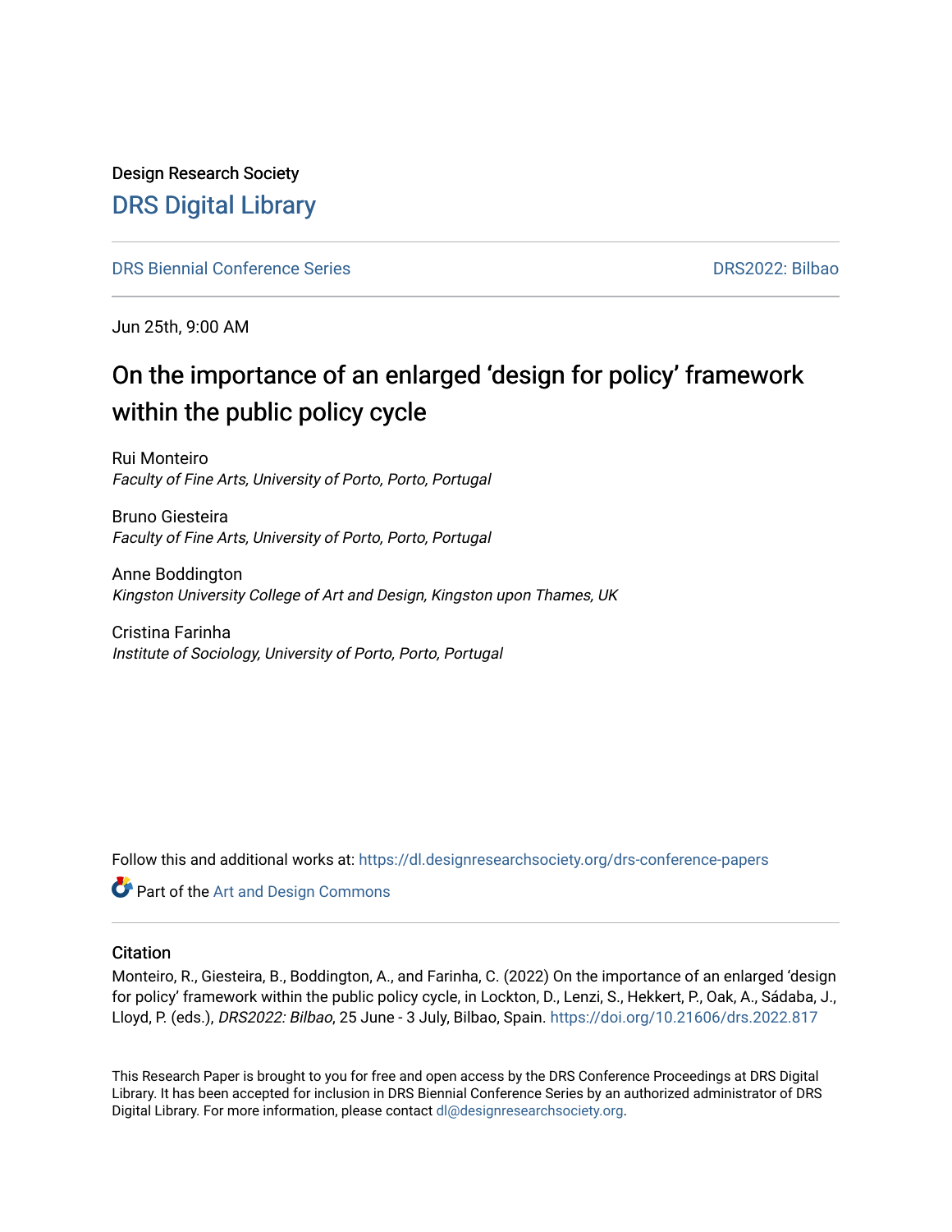Design Research Society

# DRS Digital Library

DRS Biennial Conference Series | DRS2022: Bilbao

Jun 25th, 9:00 AM

## On the importance of an enlarged 'design for policy' framework within the public policy cycle

Rui Monteiro
*Faculty of Fine Arts, University of Porto, Porto, Portugal*

Bruno Giesteira
*Faculty of Fine Arts, University of Porto, Porto, Portugal*

Anne Boddington
*Kingston University College of Art and Design, Kingston upon Thames, UK*

Cristina Farinha
*Institute of Sociology, University of Porto, Porto, Portugal*

Follow this and additional works at: https://dl.designresearchsociety.org/drs-conference-papers

Part of the Art and Design Commons

### Citation

Monteiro, R., Giesteira, B., Boddington, A., and Farinha, C. (2022) On the importance of an enlarged 'design for policy' framework within the public policy cycle, in Lockton, D., Lenzi, S., Hekkert, P., Oak, A., Sádaba, J., Lloyd, P. (eds.), *DRS2022: Bilbao*, 25 June - 3 July, Bilbao, Spain. https://doi.org/10.21606/drs.2022.817

This Research Paper is brought to you for free and open access by the DRS Conference Proceedings at DRS Digital Library. It has been accepted for inclusion in DRS Biennial Conference Series by an authorized administrator of DRS Digital Library. For more information, please contact dl@designresearchsociety.org.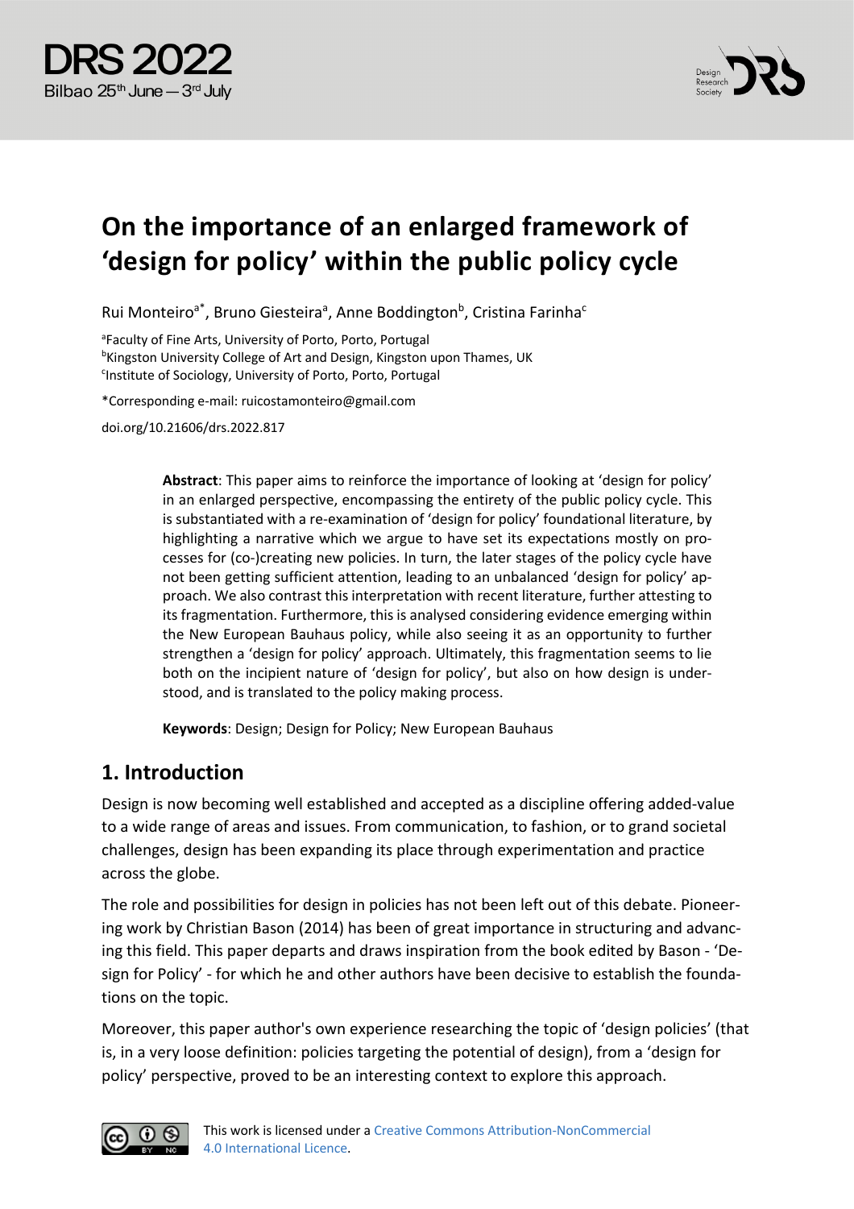# On the importance of an enlarged framework of 'design for policy' within the public policy cycle

Rui Monteiro[a*], Bruno Giesteira[a], Anne Boddington[b], Cristina Farinha[c]

[a]Faculty of Fine Arts, University of Porto, Porto, Portugal
[b]Kingston University College of Art and Design, Kingston upon Thames, UK
[c]Institute of Sociology, University of Porto, Porto, Portugal

*Corresponding e-mail: ruicostamonteiro@gmail.com

doi.org/10.21606/drs.2022.817

**Abstract**: This paper aims to reinforce the importance of looking at 'design for policy' in an enlarged perspective, encompassing the entirety of the public policy cycle. This is substantiated with a re-examination of 'design for policy' foundational literature, by highlighting a narrative which we argue to have set its expectations mostly on processes for (co-)creating new policies. In turn, the later stages of the policy cycle have not been getting sufficient attention, leading to an unbalanced 'design for policy' approach. We also contrast this interpretation with recent literature, further attesting to its fragmentation. Furthermore, this is analysed considering evidence emerging within the New European Bauhaus policy, while also seeing it as an opportunity to further strengthen a 'design for policy' approach. Ultimately, this fragmentation seems to lie both on the incipient nature of 'design for policy', but also on how design is understood, and is translated to the policy making process.

**Keywords**: Design; Design for Policy; New European Bauhaus

## 1. Introduction

Design is now becoming well established and accepted as a discipline offering added-value to a wide range of areas and issues. From communication, to fashion, or to grand societal challenges, design has been expanding its place through experimentation and practice across the globe.

The role and possibilities for design in policies has not been left out of this debate. Pioneering work by Christian Bason (2014) has been of great importance in structuring and advancing this field. This paper departs and draws inspiration from the book edited by Bason - 'Design for Policy' - for which he and other authors have been decisive to establish the foundations on the topic.

Moreover, this paper author's own experience researching the topic of 'design policies' (that is, in a very loose definition: policies targeting the potential of design), from a 'design for policy' perspective, proved to be an interesting context to explore this approach.

This work is licensed under a Creative Commons Attribution-NonCommercial 4.0 International Licence.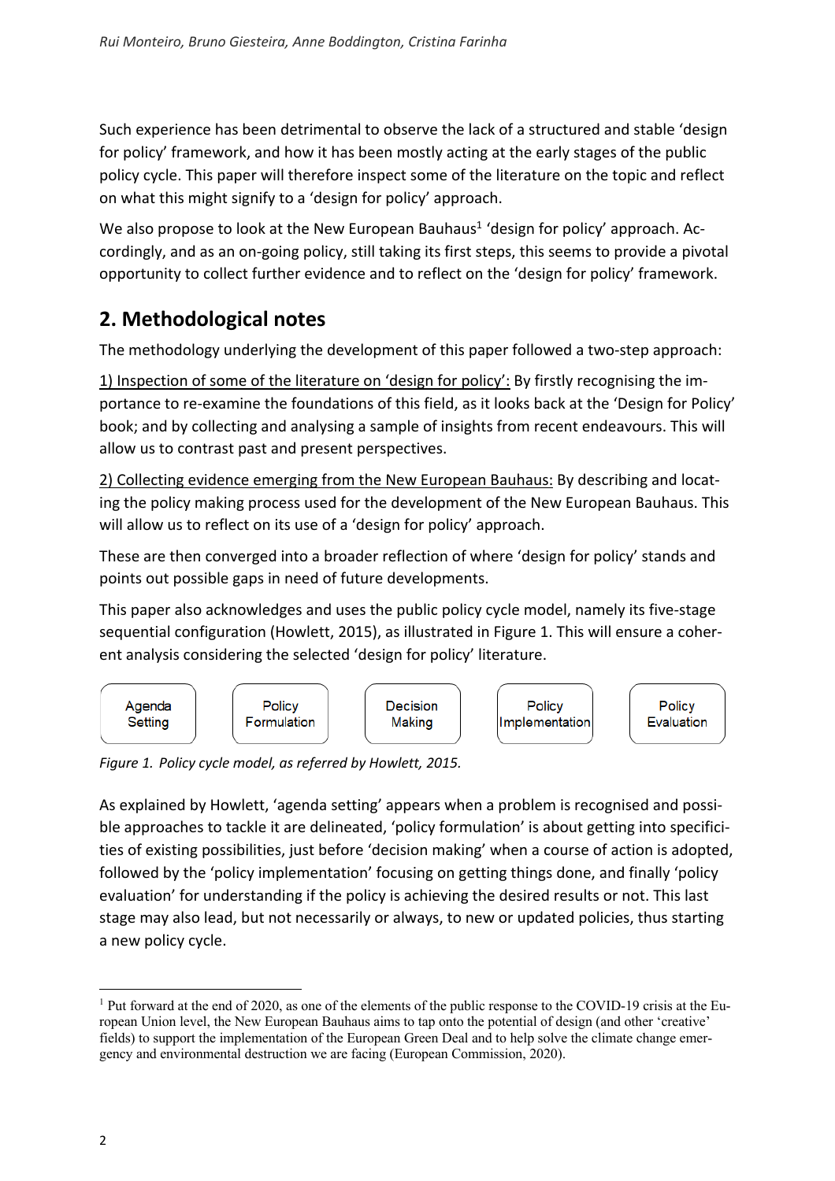Such experience has been detrimental to observe the lack of a structured and stable 'design for policy' framework, and how it has been mostly acting at the early stages of the public policy cycle. This paper will therefore inspect some of the literature on the topic and reflect on what this might signify to a 'design for policy' approach.

We also propose to look at the New European Bauhaus[1] 'design for policy' approach. Accordingly, and as an on-going policy, still taking its first steps, this seems to provide a pivotal opportunity to collect further evidence and to reflect on the 'design for policy' framework.

## 2. Methodological notes

The methodology underlying the development of this paper followed a two-step approach:

1) Inspection of some of the literature on 'design for policy': By firstly recognising the importance to re-examine the foundations of this field, as it looks back at the 'Design for Policy' book; and by collecting and analysing a sample of insights from recent endeavours. This will allow us to contrast past and present perspectives.

2) Collecting evidence emerging from the New European Bauhaus: By describing and locating the policy making process used for the development of the New European Bauhaus. This will allow us to reflect on its use of a 'design for policy' approach.

These are then converged into a broader reflection of where 'design for policy' stands and points out possible gaps in need of future developments.

This paper also acknowledges and uses the public policy cycle model, namely its five-stage sequential configuration (Howlett, 2015), as illustrated in Figure 1. This will ensure a coherent analysis considering the selected 'design for policy' literature.

| Agenda Setting | Policy Formulation | Decision Making | Policy Implementation | Policy Evaluation |
|---|---|---|---|---|

*Figure 1. Policy cycle model, as referred by Howlett, 2015.*

As explained by Howlett, 'agenda setting' appears when a problem is recognised and possible approaches to tackle it are delineated, 'policy formulation' is about getting into specificities of existing possibilities, just before 'decision making' when a course of action is adopted, followed by the 'policy implementation' focusing on getting things done, and finally 'policy evaluation' for understanding if the policy is achieving the desired results or not. This last stage may also lead, but not necessarily or always, to new or updated policies, thus starting a new policy cycle.

[1] Put forward at the end of 2020, as one of the elements of the public response to the COVID-19 crisis at the European Union level, the New European Bauhaus aims to tap onto the potential of design (and other 'creative' fields) to support the implementation of the European Green Deal and to help solve the climate change emergency and environmental destruction we are facing (European Commission, 2020).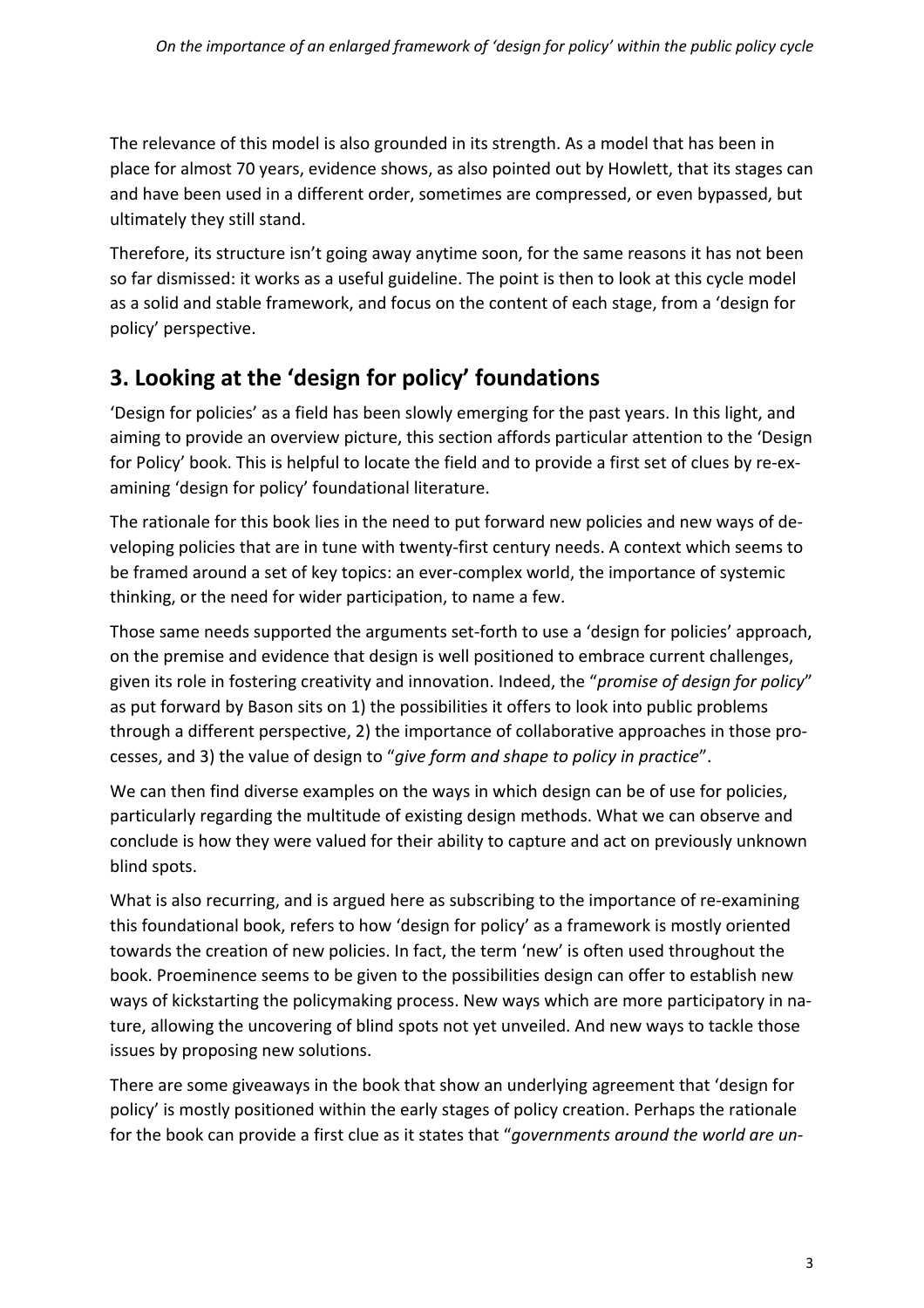The relevance of this model is also grounded in its strength. As a model that has been in place for almost 70 years, evidence shows, as also pointed out by Howlett, that its stages can and have been used in a different order, sometimes are compressed, or even bypassed, but ultimately they still stand.

Therefore, its structure isn't going away anytime soon, for the same reasons it has not been so far dismissed: it works as a useful guideline. The point is then to look at this cycle model as a solid and stable framework, and focus on the content of each stage, from a 'design for policy' perspective.

## 3. Looking at the 'design for policy' foundations

'Design for policies' as a field has been slowly emerging for the past years. In this light, and aiming to provide an overview picture, this section affords particular attention to the 'Design for Policy' book. This is helpful to locate the field and to provide a first set of clues by re-examining 'design for policy' foundational literature.

The rationale for this book lies in the need to put forward new policies and new ways of developing policies that are in tune with twenty-first century needs. A context which seems to be framed around a set of key topics: an ever-complex world, the importance of systemic thinking, or the need for wider participation, to name a few.

Those same needs supported the arguments set-forth to use a 'design for policies' approach, on the premise and evidence that design is well positioned to embrace current challenges, given its role in fostering creativity and innovation. Indeed, the "*promise of design for policy*" as put forward by Bason sits on 1) the possibilities it offers to look into public problems through a different perspective, 2) the importance of collaborative approaches in those processes, and 3) the value of design to "*give form and shape to policy in practice*".

We can then find diverse examples on the ways in which design can be of use for policies, particularly regarding the multitude of existing design methods. What we can observe and conclude is how they were valued for their ability to capture and act on previously unknown blind spots.

What is also recurring, and is argued here as subscribing to the importance of re-examining this foundational book, refers to how 'design for policy' as a framework is mostly oriented towards the creation of new policies. In fact, the term 'new' is often used throughout the book. Proeminence seems to be given to the possibilities design can offer to establish new ways of kickstarting the policymaking process. New ways which are more participatory in nature, allowing the uncovering of blind spots not yet unveiled. And new ways to tackle those issues by proposing new solutions.

There are some giveaways in the book that show an underlying agreement that 'design for policy' is mostly positioned within the early stages of policy creation. Perhaps the rationale for the book can provide a first clue as it states that "*governments around the world are un-*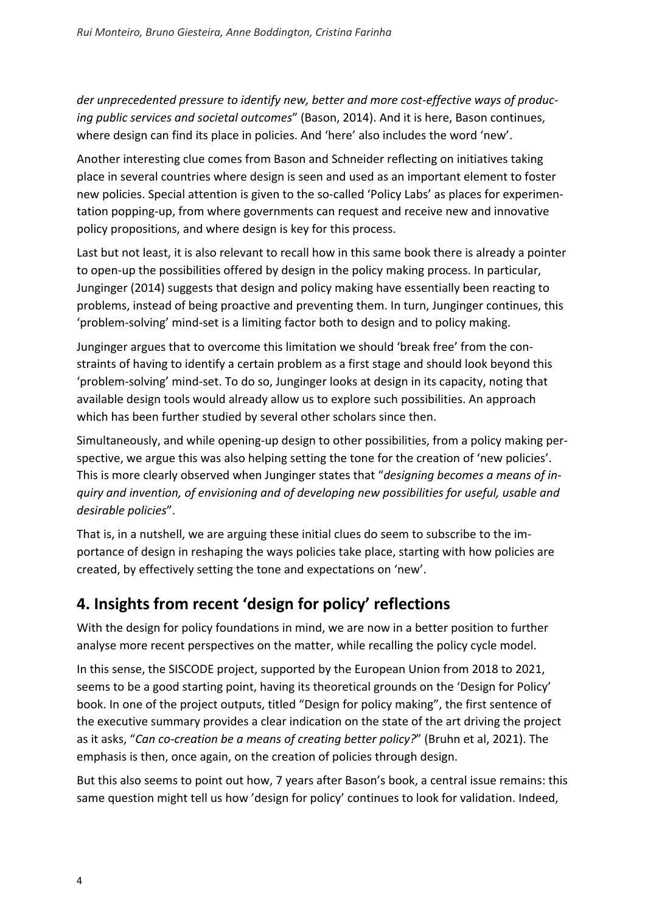*der unprecedented pressure to identify new, better and more cost-effective ways of producing public services and societal outcomes*" (Bason, 2014). And it is here, Bason continues, where design can find its place in policies. And 'here' also includes the word 'new'.

Another interesting clue comes from Bason and Schneider reflecting on initiatives taking place in several countries where design is seen and used as an important element to foster new policies. Special attention is given to the so-called 'Policy Labs' as places for experimentation popping-up, from where governments can request and receive new and innovative policy propositions, and where design is key for this process.

Last but not least, it is also relevant to recall how in this same book there is already a pointer to open-up the possibilities offered by design in the policy making process. In particular, Junginger (2014) suggests that design and policy making have essentially been reacting to problems, instead of being proactive and preventing them. In turn, Junginger continues, this 'problem-solving' mind-set is a limiting factor both to design and to policy making.

Junginger argues that to overcome this limitation we should 'break free' from the constraints of having to identify a certain problem as a first stage and should look beyond this 'problem-solving' mind-set. To do so, Junginger looks at design in its capacity, noting that available design tools would already allow us to explore such possibilities. An approach which has been further studied by several other scholars since then.

Simultaneously, and while opening-up design to other possibilities, from a policy making perspective, we argue this was also helping setting the tone for the creation of 'new policies'. This is more clearly observed when Junginger states that "*designing becomes a means of inquiry and invention, of envisioning and of developing new possibilities for useful, usable and desirable policies*".

That is, in a nutshell, we are arguing these initial clues do seem to subscribe to the importance of design in reshaping the ways policies take place, starting with how policies are created, by effectively setting the tone and expectations on 'new'.

## 4. Insights from recent 'design for policy' reflections

With the design for policy foundations in mind, we are now in a better position to further analyse more recent perspectives on the matter, while recalling the policy cycle model.

In this sense, the SISCODE project, supported by the European Union from 2018 to 2021, seems to be a good starting point, having its theoretical grounds on the 'Design for Policy' book. In one of the project outputs, titled "Design for policy making", the first sentence of the executive summary provides a clear indication on the state of the art driving the project as it asks, "*Can co-creation be a means of creating better policy?*" (Bruhn et al, 2021). The emphasis is then, once again, on the creation of policies through design.

But this also seems to point out how, 7 years after Bason's book, a central issue remains: this same question might tell us how 'design for policy' continues to look for validation. Indeed,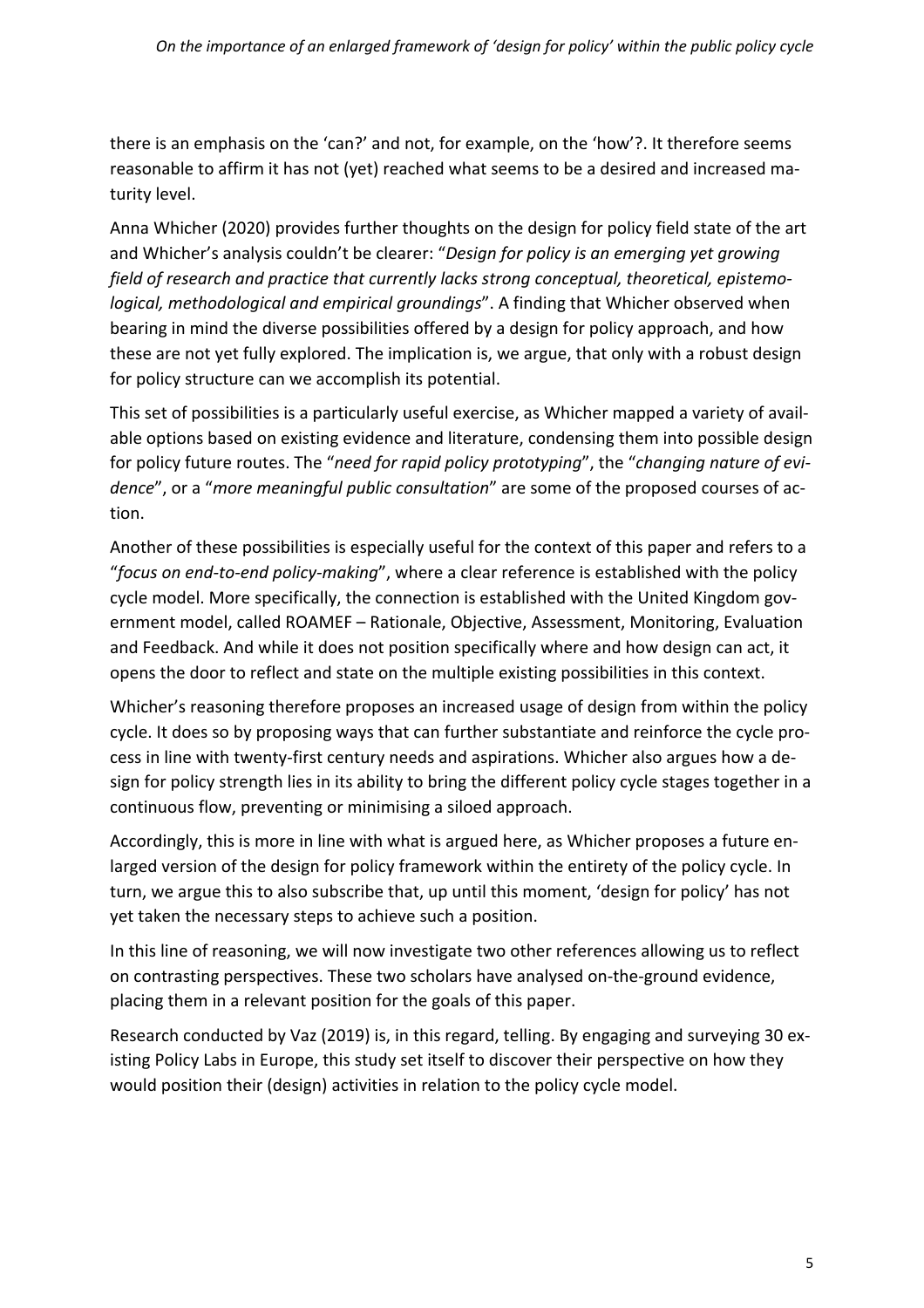there is an emphasis on the 'can?' and not, for example, on the 'how'?. It therefore seems reasonable to affirm it has not (yet) reached what seems to be a desired and increased maturity level.

Anna Whicher (2020) provides further thoughts on the design for policy field state of the art and Whicher's analysis couldn't be clearer: "*Design for policy is an emerging yet growing field of research and practice that currently lacks strong conceptual, theoretical, epistemological, methodological and empirical groundings*". A finding that Whicher observed when bearing in mind the diverse possibilities offered by a design for policy approach, and how these are not yet fully explored. The implication is, we argue, that only with a robust design for policy structure can we accomplish its potential.

This set of possibilities is a particularly useful exercise, as Whicher mapped a variety of available options based on existing evidence and literature, condensing them into possible design for policy future routes. The "*need for rapid policy prototyping*", the "*changing nature of evidence*", or a "*more meaningful public consultation*" are some of the proposed courses of action.

Another of these possibilities is especially useful for the context of this paper and refers to a "*focus on end-to-end policy-making*", where a clear reference is established with the policy cycle model. More specifically, the connection is established with the United Kingdom government model, called ROAMEF – Rationale, Objective, Assessment, Monitoring, Evaluation and Feedback. And while it does not position specifically where and how design can act, it opens the door to reflect and state on the multiple existing possibilities in this context.

Whicher's reasoning therefore proposes an increased usage of design from within the policy cycle. It does so by proposing ways that can further substantiate and reinforce the cycle process in line with twenty-first century needs and aspirations. Whicher also argues how a design for policy strength lies in its ability to bring the different policy cycle stages together in a continuous flow, preventing or minimising a siloed approach.

Accordingly, this is more in line with what is argued here, as Whicher proposes a future enlarged version of the design for policy framework within the entirety of the policy cycle. In turn, we argue this to also subscribe that, up until this moment, 'design for policy' has not yet taken the necessary steps to achieve such a position.

In this line of reasoning, we will now investigate two other references allowing us to reflect on contrasting perspectives. These two scholars have analysed on-the-ground evidence, placing them in a relevant position for the goals of this paper.

Research conducted by Vaz (2019) is, in this regard, telling. By engaging and surveying 30 existing Policy Labs in Europe, this study set itself to discover their perspective on how they would position their (design) activities in relation to the policy cycle model.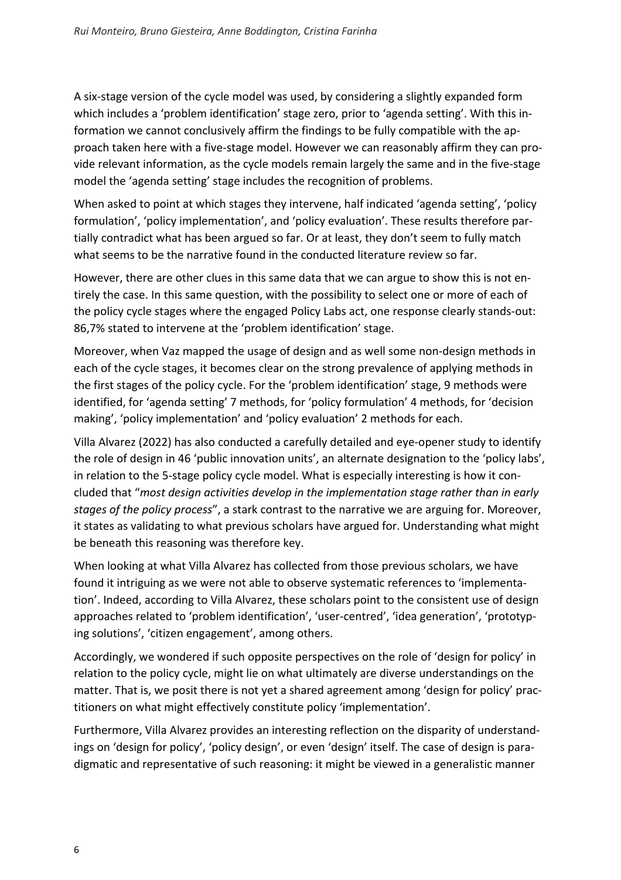A six-stage version of the cycle model was used, by considering a slightly expanded form which includes a 'problem identification' stage zero, prior to 'agenda setting'. With this information we cannot conclusively affirm the findings to be fully compatible with the approach taken here with a five-stage model. However we can reasonably affirm they can provide relevant information, as the cycle models remain largely the same and in the five-stage model the 'agenda setting' stage includes the recognition of problems.

When asked to point at which stages they intervene, half indicated 'agenda setting', 'policy formulation', 'policy implementation', and 'policy evaluation'. These results therefore partially contradict what has been argued so far. Or at least, they don't seem to fully match what seems to be the narrative found in the conducted literature review so far.

However, there are other clues in this same data that we can argue to show this is not entirely the case. In this same question, with the possibility to select one or more of each of the policy cycle stages where the engaged Policy Labs act, one response clearly stands-out: 86,7% stated to intervene at the 'problem identification' stage.

Moreover, when Vaz mapped the usage of design and as well some non-design methods in each of the cycle stages, it becomes clear on the strong prevalence of applying methods in the first stages of the policy cycle. For the 'problem identification' stage, 9 methods were identified, for 'agenda setting' 7 methods, for 'policy formulation' 4 methods, for 'decision making', 'policy implementation' and 'policy evaluation' 2 methods for each.

Villa Alvarez (2022) has also conducted a carefully detailed and eye-opener study to identify the role of design in 46 'public innovation units', an alternate designation to the 'policy labs', in relation to the 5-stage policy cycle model. What is especially interesting is how it concluded that "*most design activities develop in the implementation stage rather than in early stages of the policy process*", a stark contrast to the narrative we are arguing for. Moreover, it states as validating to what previous scholars have argued for. Understanding what might be beneath this reasoning was therefore key.

When looking at what Villa Alvarez has collected from those previous scholars, we have found it intriguing as we were not able to observe systematic references to 'implementation'. Indeed, according to Villa Alvarez, these scholars point to the consistent use of design approaches related to 'problem identification', 'user-centred', 'idea generation', 'prototyping solutions', 'citizen engagement', among others.

Accordingly, we wondered if such opposite perspectives on the role of 'design for policy' in relation to the policy cycle, might lie on what ultimately are diverse understandings on the matter. That is, we posit there is not yet a shared agreement among 'design for policy' practitioners on what might effectively constitute policy 'implementation'.

Furthermore, Villa Alvarez provides an interesting reflection on the disparity of understandings on 'design for policy', 'policy design', or even 'design' itself. The case of design is paradigmatic and representative of such reasoning: it might be viewed in a generalistic manner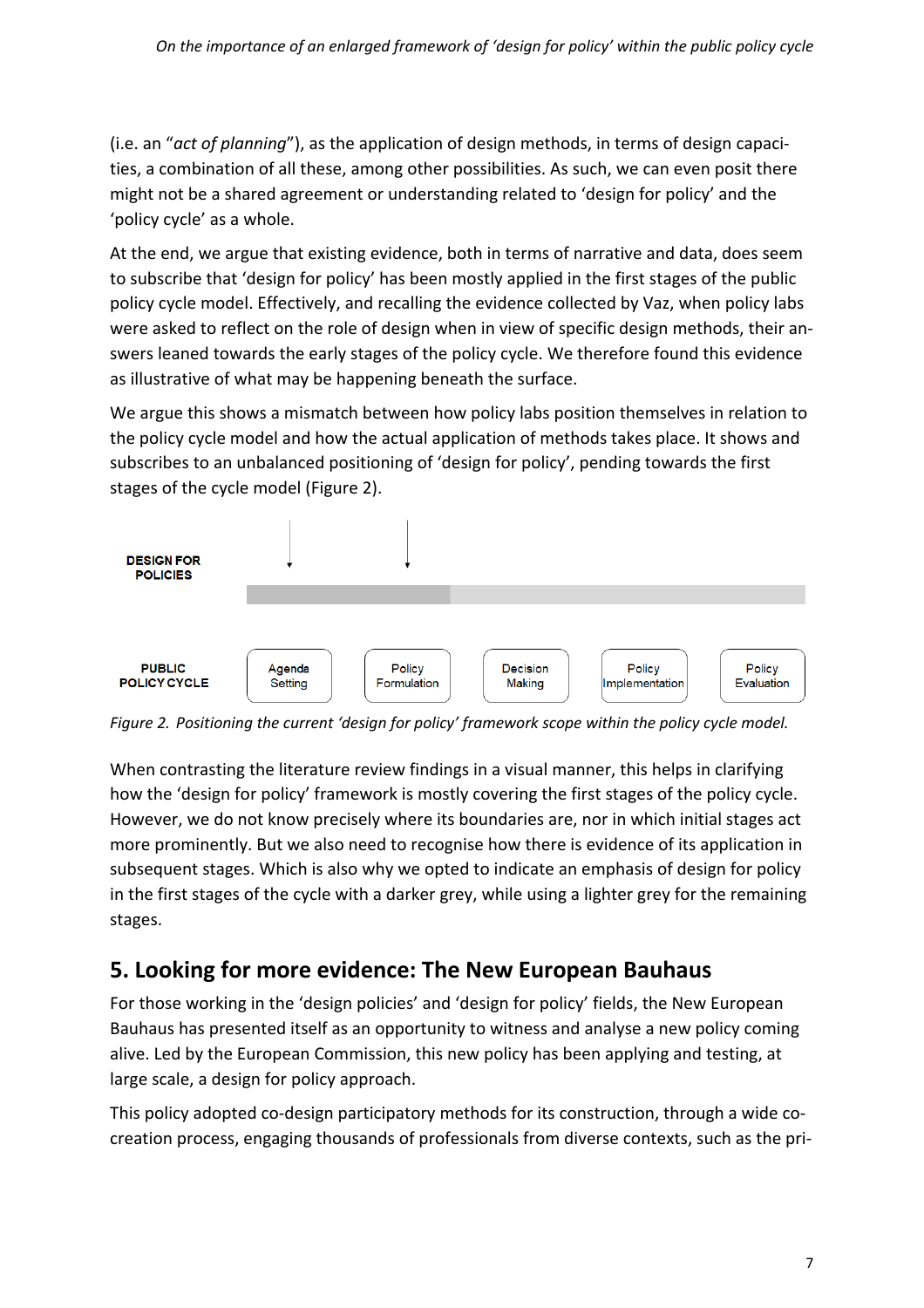(i.e. an "*act of planning*"), as the application of design methods, in terms of design capacities, a combination of all these, among other possibilities. As such, we can even posit there might not be a shared agreement or understanding related to 'design for policy' and the 'policy cycle' as a whole.

At the end, we argue that existing evidence, both in terms of narrative and data, does seem to subscribe that 'design for policy' has been mostly applied in the first stages of the public policy cycle model. Effectively, and recalling the evidence collected by Vaz, when policy labs were asked to reflect on the role of design when in view of specific design methods, their answers leaned towards the early stages of the policy cycle. We therefore found this evidence as illustrative of what may be happening beneath the surface.

We argue this shows a mismatch between how policy labs position themselves in relation to the policy cycle model and how the actual application of methods takes place. It shows and subscribes to an unbalanced positioning of 'design for policy', pending towards the first stages of the cycle model (Figure 2).

DESIGN FOR POLICIES

PUBLIC POLICY CYCLE: Agenda Setting | Policy Formulation | Decision Making | Policy Implementation | Policy Evaluation

*Figure 2. Positioning the current 'design for policy' framework scope within the policy cycle model.*

When contrasting the literature review findings in a visual manner, this helps in clarifying how the 'design for policy' framework is mostly covering the first stages of the policy cycle. However, we do not know precisely where its boundaries are, nor in which initial stages act more prominently. But we also need to recognise how there is evidence of its application in subsequent stages. Which is also why we opted to indicate an emphasis of design for policy in the first stages of the cycle with a darker grey, while using a lighter grey for the remaining stages.

## 5. Looking for more evidence: The New European Bauhaus

For those working in the 'design policies' and 'design for policy' fields, the New European Bauhaus has presented itself as an opportunity to witness and analyse a new policy coming alive. Led by the European Commission, this new policy has been applying and testing, at large scale, a design for policy approach.

This policy adopted co-design participatory methods for its construction, through a wide co-creation process, engaging thousands of professionals from diverse contexts, such as the pri-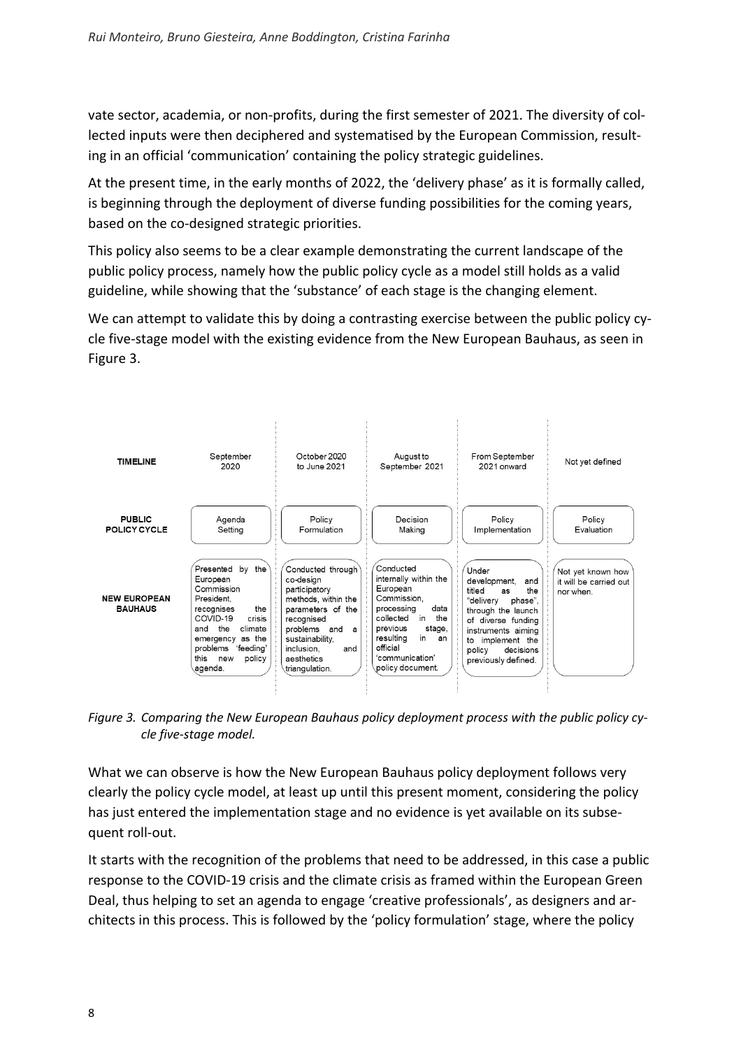vate sector, academia, or non-profits, during the first semester of 2021. The diversity of collected inputs were then deciphered and systematised by the European Commission, resulting in an official 'communication' containing the policy strategic guidelines.

At the present time, in the early months of 2022, the 'delivery phase' as it is formally called, is beginning through the deployment of diverse funding possibilities for the coming years, based on the co-designed strategic priorities.

This policy also seems to be a clear example demonstrating the current landscape of the public policy process, namely how the public policy cycle as a model still holds as a valid guideline, while showing that the 'substance' of each stage is the changing element.

We can attempt to validate this by doing a contrasting exercise between the public policy cycle five-stage model with the existing evidence from the New European Bauhaus, as seen in Figure 3.

| TIMELINE | September 2020 | October 2020 to June 2021 | August to September 2021 | From September 2021 onward | Not yet defined |
|---|---|---|---|---|---|
| PUBLIC POLICY CYCLE | Agenda Setting | Policy Formulation | Decision Making | Policy Implementation | Policy Evaluation |
| NEW EUROPEAN BAUHAUS | Presented by the European Commission President, recognises the COVID-19 crisis and the climate emergency as the problems 'feeding' this new policy agenda. | Conducted through co-design participatory methods, within the parameters of the recognised problems and a sustainability, inclusion, and aesthetics triangulation. | Conducted internally within the European Commission, processing data collected in the previous stage, resulting in an official 'communication' policy document. | Under development, and titled as the "delivery phase", through the launch of diverse funding instruments aiming to implement the policy decisions previously defined. | Not yet known how it will be carried out nor when. |

*Figure 3. Comparing the New European Bauhaus policy deployment process with the public policy cycle five-stage model.*

What we can observe is how the New European Bauhaus policy deployment follows very clearly the policy cycle model, at least up until this present moment, considering the policy has just entered the implementation stage and no evidence is yet available on its subsequent roll-out.

It starts with the recognition of the problems that need to be addressed, in this case a public response to the COVID-19 crisis and the climate crisis as framed within the European Green Deal, thus helping to set an agenda to engage 'creative professionals', as designers and architects in this process. This is followed by the 'policy formulation' stage, where the policy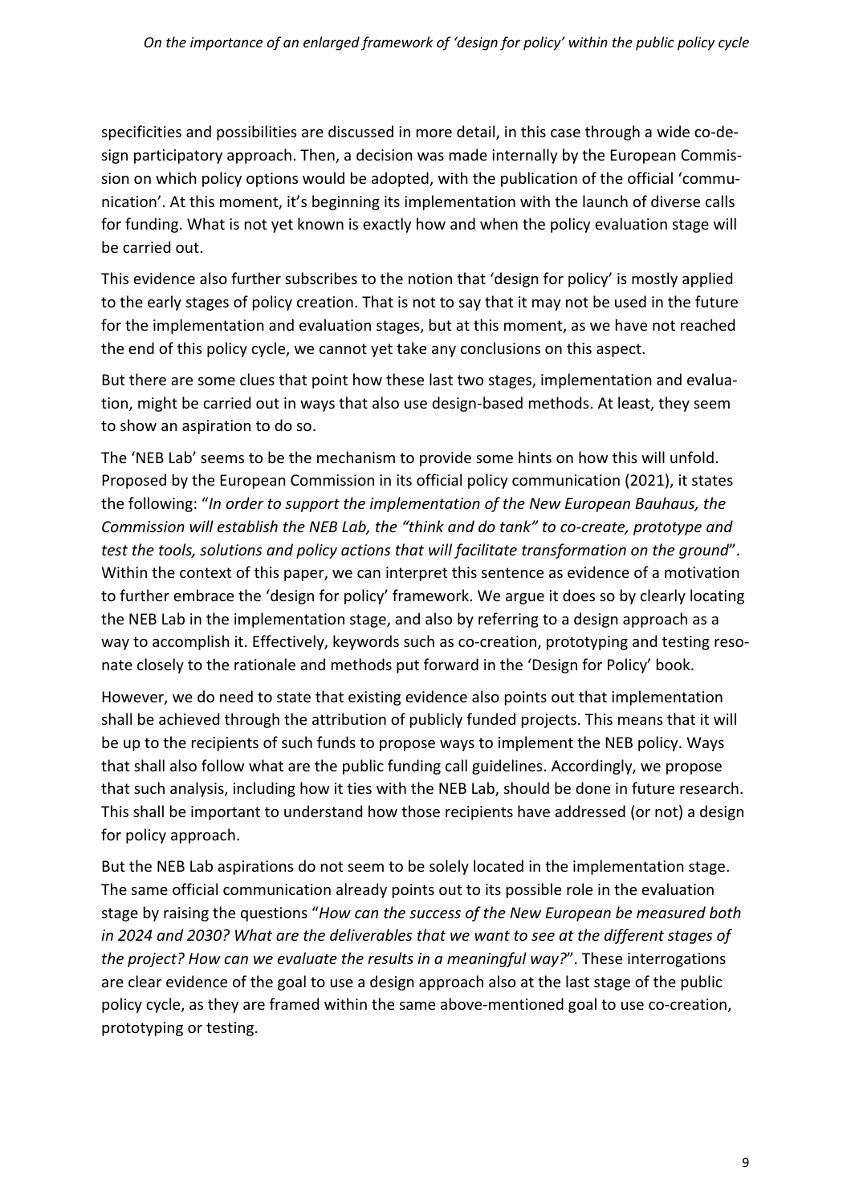specificities and possibilities are discussed in more detail, in this case through a wide co-design participatory approach. Then, a decision was made internally by the European Commission on which policy options would be adopted, with the publication of the official 'communication'. At this moment, it's beginning its implementation with the launch of diverse calls for funding. What is not yet known is exactly how and when the policy evaluation stage will be carried out.

This evidence also further subscribes to the notion that 'design for policy' is mostly applied to the early stages of policy creation. That is not to say that it may not be used in the future for the implementation and evaluation stages, but at this moment, as we have not reached the end of this policy cycle, we cannot yet take any conclusions on this aspect.

But there are some clues that point how these last two stages, implementation and evaluation, might be carried out in ways that also use design-based methods. At least, they seem to show an aspiration to do so.

The 'NEB Lab' seems to be the mechanism to provide some hints on how this will unfold. Proposed by the European Commission in its official policy communication (2021), it states the following: "*In order to support the implementation of the New European Bauhaus, the Commission will establish the NEB Lab, the "think and do tank" to co-create, prototype and test the tools, solutions and policy actions that will facilitate transformation on the ground*". Within the context of this paper, we can interpret this sentence as evidence of a motivation to further embrace the 'design for policy' framework. We argue it does so by clearly locating the NEB Lab in the implementation stage, and also by referring to a design approach as a way to accomplish it. Effectively, keywords such as co-creation, prototyping and testing resonate closely to the rationale and methods put forward in the 'Design for Policy' book.

However, we do need to state that existing evidence also points out that implementation shall be achieved through the attribution of publicly funded projects. This means that it will be up to the recipients of such funds to propose ways to implement the NEB policy. Ways that shall also follow what are the public funding call guidelines. Accordingly, we propose that such analysis, including how it ties with the NEB Lab, should be done in future research. This shall be important to understand how those recipients have addressed (or not) a design for policy approach.

But the NEB Lab aspirations do not seem to be solely located in the implementation stage. The same official communication already points out to its possible role in the evaluation stage by raising the questions "*How can the success of the New European be measured both in 2024 and 2030? What are the deliverables that we want to see at the different stages of the project? How can we evaluate the results in a meaningful way?*". These interrogations are clear evidence of the goal to use a design approach also at the last stage of the public policy cycle, as they are framed within the same above-mentioned goal to use co-creation, prototyping or testing.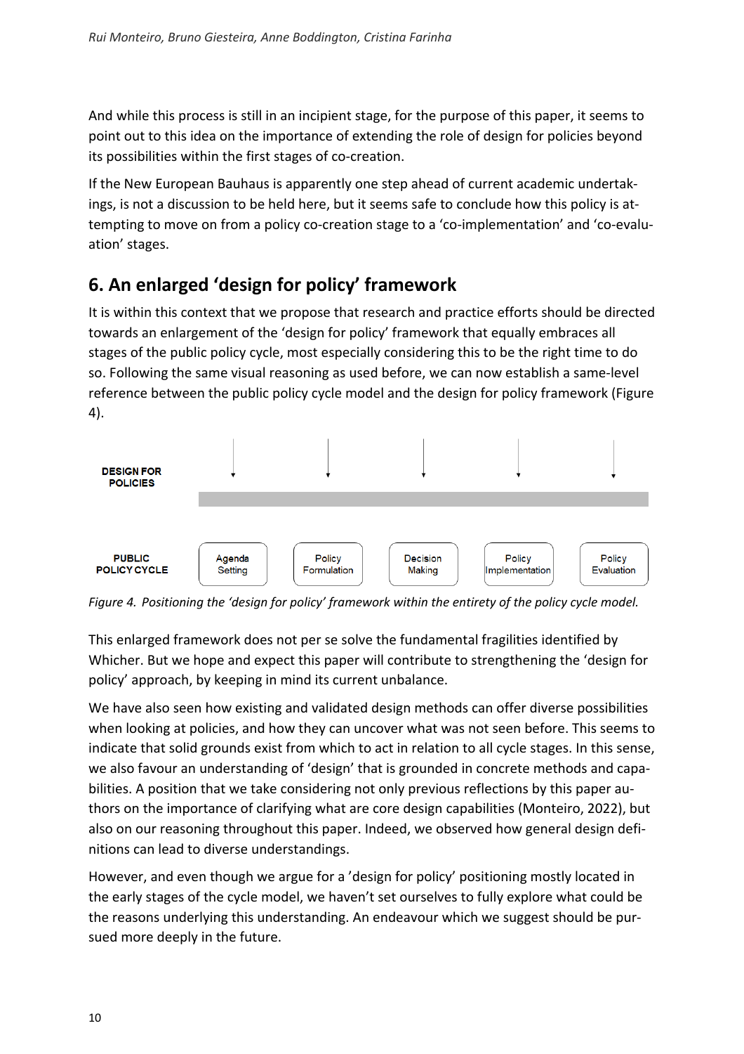And while this process is still in an incipient stage, for the purpose of this paper, it seems to point out to this idea on the importance of extending the role of design for policies beyond its possibilities within the first stages of co-creation.

If the New European Bauhaus is apparently one step ahead of current academic undertakings, is not a discussion to be held here, but it seems safe to conclude how this policy is attempting to move on from a policy co-creation stage to a 'co-implementation' and 'co-evaluation' stages.

## 6. An enlarged 'design for policy' framework

It is within this context that we propose that research and practice efforts should be directed towards an enlargement of the 'design for policy' framework that equally embraces all stages of the public policy cycle, most especially considering this to be the right time to do so. Following the same visual reasoning as used before, we can now establish a same-level reference between the public policy cycle model and the design for policy framework (Figure 4).

DESIGN FOR POLICIES

PUBLIC POLICY CYCLE: Agenda Setting | Policy Formulation | Decision Making | Policy Implementation | Policy Evaluation

*Figure 4. Positioning the 'design for policy' framework within the entirety of the policy cycle model.*

This enlarged framework does not per se solve the fundamental fragilities identified by Whicher. But we hope and expect this paper will contribute to strengthening the 'design for policy' approach, by keeping in mind its current unbalance.

We have also seen how existing and validated design methods can offer diverse possibilities when looking at policies, and how they can uncover what was not seen before. This seems to indicate that solid grounds exist from which to act in relation to all cycle stages. In this sense, we also favour an understanding of 'design' that is grounded in concrete methods and capabilities. A position that we take considering not only previous reflections by this paper authors on the importance of clarifying what are core design capabilities (Monteiro, 2022), but also on our reasoning throughout this paper. Indeed, we observed how general design definitions can lead to diverse understandings.

However, and even though we argue for a 'design for policy' positioning mostly located in the early stages of the cycle model, we haven't set ourselves to fully explore what could be the reasons underlying this understanding. An endeavour which we suggest should be pursued more deeply in the future.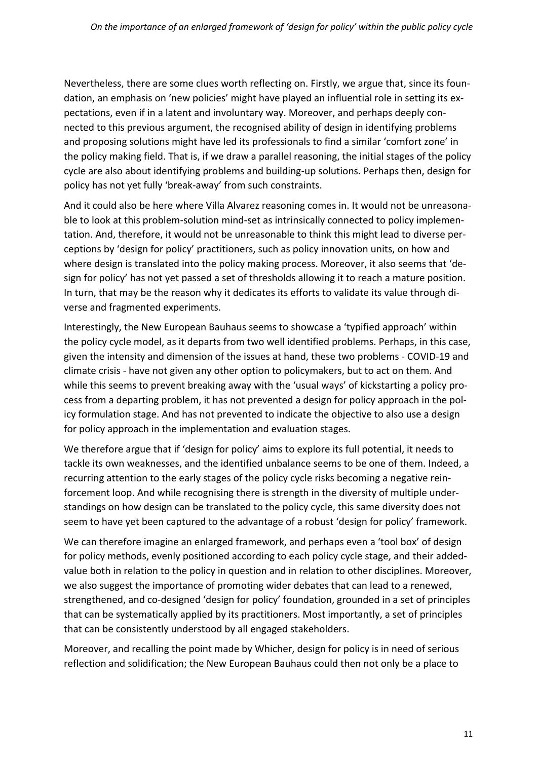Nevertheless, there are some clues worth reflecting on. Firstly, we argue that, since its foundation, an emphasis on 'new policies' might have played an influential role in setting its expectations, even if in a latent and involuntary way. Moreover, and perhaps deeply connected to this previous argument, the recognised ability of design in identifying problems and proposing solutions might have led its professionals to find a similar 'comfort zone' in the policy making field. That is, if we draw a parallel reasoning, the initial stages of the policy cycle are also about identifying problems and building-up solutions. Perhaps then, design for policy has not yet fully 'break-away' from such constraints.

And it could also be here where Villa Alvarez reasoning comes in. It would not be unreasonable to look at this problem-solution mind-set as intrinsically connected to policy implementation. And, therefore, it would not be unreasonable to think this might lead to diverse perceptions by 'design for policy' practitioners, such as policy innovation units, on how and where design is translated into the policy making process. Moreover, it also seems that 'design for policy' has not yet passed a set of thresholds allowing it to reach a mature position. In turn, that may be the reason why it dedicates its efforts to validate its value through diverse and fragmented experiments.

Interestingly, the New European Bauhaus seems to showcase a 'typified approach' within the policy cycle model, as it departs from two well identified problems. Perhaps, in this case, given the intensity and dimension of the issues at hand, these two problems - COVID-19 and climate crisis - have not given any other option to policymakers, but to act on them. And while this seems to prevent breaking away with the 'usual ways' of kickstarting a policy process from a departing problem, it has not prevented a design for policy approach in the policy formulation stage. And has not prevented to indicate the objective to also use a design for policy approach in the implementation and evaluation stages.

We therefore argue that if 'design for policy' aims to explore its full potential, it needs to tackle its own weaknesses, and the identified unbalance seems to be one of them. Indeed, a recurring attention to the early stages of the policy cycle risks becoming a negative reinforcement loop. And while recognising there is strength in the diversity of multiple understandings on how design can be translated to the policy cycle, this same diversity does not seem to have yet been captured to the advantage of a robust 'design for policy' framework.

We can therefore imagine an enlarged framework, and perhaps even a 'tool box' of design for policy methods, evenly positioned according to each policy cycle stage, and their added-value both in relation to the policy in question and in relation to other disciplines. Moreover, we also suggest the importance of promoting wider debates that can lead to a renewed, strengthened, and co-designed 'design for policy' foundation, grounded in a set of principles that can be systematically applied by its practitioners. Most importantly, a set of principles that can be consistently understood by all engaged stakeholders.

Moreover, and recalling the point made by Whicher, design for policy is in need of serious reflection and solidification; the New European Bauhaus could then not only be a place to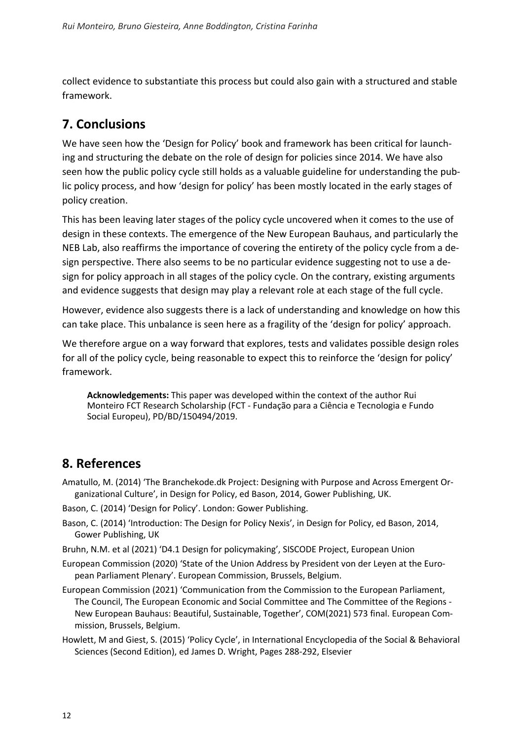collect evidence to substantiate this process but could also gain with a structured and stable framework.

## 7. Conclusions

We have seen how the 'Design for Policy' book and framework has been critical for launching and structuring the debate on the role of design for policies since 2014. We have also seen how the public policy cycle still holds as a valuable guideline for understanding the public policy process, and how 'design for policy' has been mostly located in the early stages of policy creation.

This has been leaving later stages of the policy cycle uncovered when it comes to the use of design in these contexts. The emergence of the New European Bauhaus, and particularly the NEB Lab, also reaffirms the importance of covering the entirety of the policy cycle from a design perspective. There also seems to be no particular evidence suggesting not to use a design for policy approach in all stages of the policy cycle. On the contrary, existing arguments and evidence suggests that design may play a relevant role at each stage of the full cycle.

However, evidence also suggests there is a lack of understanding and knowledge on how this can take place. This unbalance is seen here as a fragility of the 'design for policy' approach.

We therefore argue on a way forward that explores, tests and validates possible design roles for all of the policy cycle, being reasonable to expect this to reinforce the 'design for policy' framework.

**Acknowledgements:** This paper was developed within the context of the author Rui Monteiro FCT Research Scholarship (FCT - Fundação para a Ciência e Tecnologia e Fundo Social Europeu), PD/BD/150494/2019.

## 8. References

Amatullo, M. (2014) 'The Branchekode.dk Project: Designing with Purpose and Across Emergent Organizational Culture', in Design for Policy, ed Bason, 2014, Gower Publishing, UK.

Bason, C. (2014) 'Design for Policy'. London: Gower Publishing.

Bason, C. (2014) 'Introduction: The Design for Policy Nexis', in Design for Policy, ed Bason, 2014, Gower Publishing, UK

Bruhn, N.M. et al (2021) 'D4.1 Design for policymaking', SISCODE Project, European Union

European Commission (2020) 'State of the Union Address by President von der Leyen at the European Parliament Plenary'. European Commission, Brussels, Belgium.

European Commission (2021) 'Communication from the Commission to the European Parliament, The Council, The European Economic and Social Committee and The Committee of the Regions - New European Bauhaus: Beautiful, Sustainable, Together', COM(2021) 573 final. European Commission, Brussels, Belgium.

Howlett, M and Giest, S. (2015) 'Policy Cycle', in International Encyclopedia of the Social & Behavioral Sciences (Second Edition), ed James D. Wright, Pages 288-292, Elsevier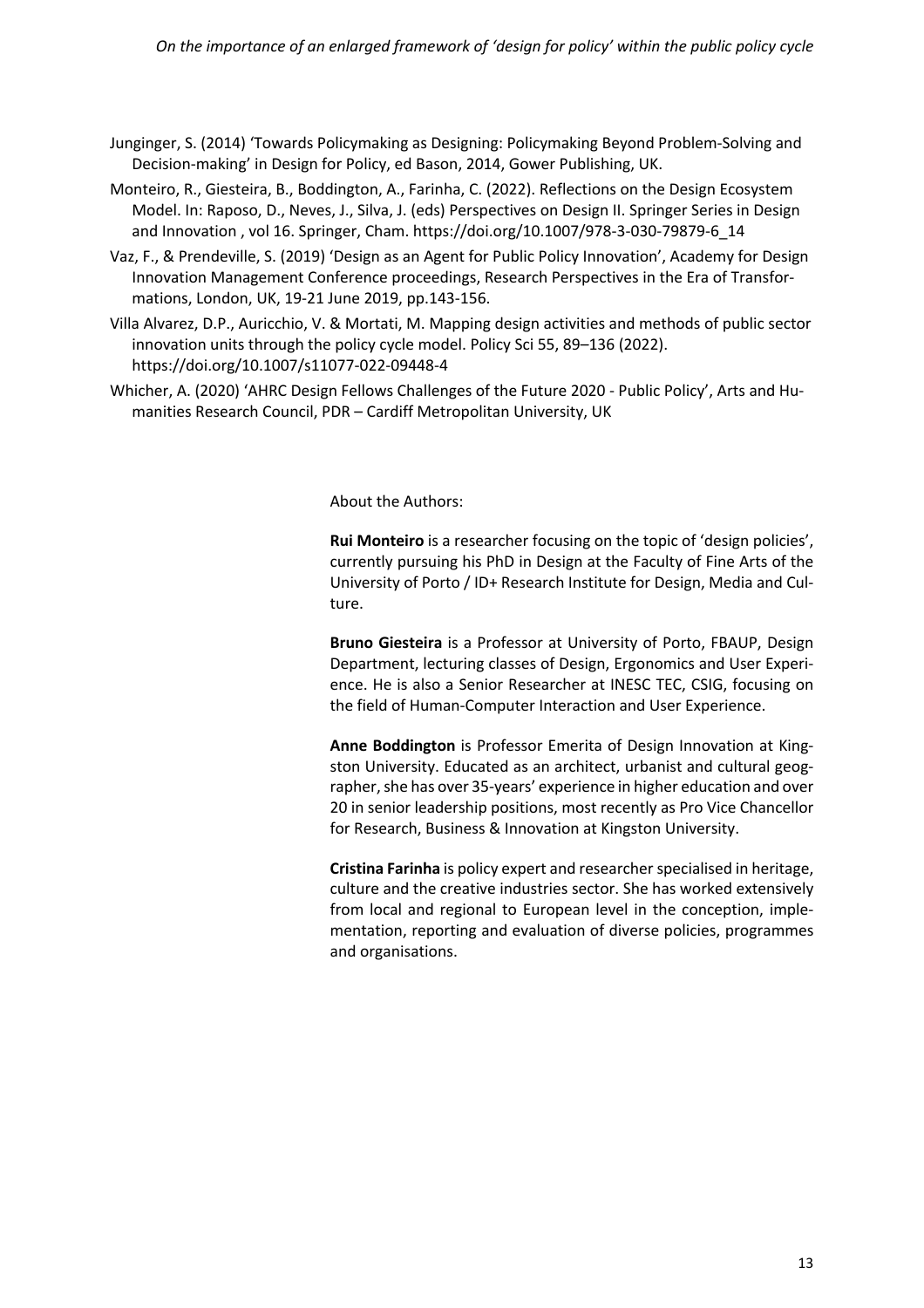Junginger, S. (2014) 'Towards Policymaking as Designing: Policymaking Beyond Problem-Solving and Decision-making' in Design for Policy, ed Bason, 2014, Gower Publishing, UK.

Monteiro, R., Giesteira, B., Boddington, A., Farinha, C. (2022). Reflections on the Design Ecosystem Model. In: Raposo, D., Neves, J., Silva, J. (eds) Perspectives on Design II. Springer Series in Design and Innovation , vol 16. Springer, Cham. https://doi.org/10.1007/978-3-030-79879-6_14

Vaz, F., & Prendeville, S. (2019) 'Design as an Agent for Public Policy Innovation', Academy for Design Innovation Management Conference proceedings, Research Perspectives in the Era of Transformations, London, UK, 19-21 June 2019, pp.143-156.

Villa Alvarez, D.P., Auricchio, V. & Mortati, M. Mapping design activities and methods of public sector innovation units through the policy cycle model. Policy Sci 55, 89–136 (2022). https://doi.org/10.1007/s11077-022-09448-4

Whicher, A. (2020) 'AHRC Design Fellows Challenges of the Future 2020 - Public Policy', Arts and Humanities Research Council, PDR – Cardiff Metropolitan University, UK

About the Authors:

**Rui Monteiro** is a researcher focusing on the topic of 'design policies', currently pursuing his PhD in Design at the Faculty of Fine Arts of the University of Porto / ID+ Research Institute for Design, Media and Culture.

**Bruno Giesteira** is a Professor at University of Porto, FBAUP, Design Department, lecturing classes of Design, Ergonomics and User Experience. He is also a Senior Researcher at INESC TEC, CSIG, focusing on the field of Human-Computer Interaction and User Experience.

**Anne Boddington** is Professor Emerita of Design Innovation at Kingston University. Educated as an architect, urbanist and cultural geographer, she has over 35-years' experience in higher education and over 20 in senior leadership positions, most recently as Pro Vice Chancellor for Research, Business & Innovation at Kingston University.

**Cristina Farinha** is policy expert and researcher specialised in heritage, culture and the creative industries sector. She has worked extensively from local and regional to European level in the conception, implementation, reporting and evaluation of diverse policies, programmes and organisations.